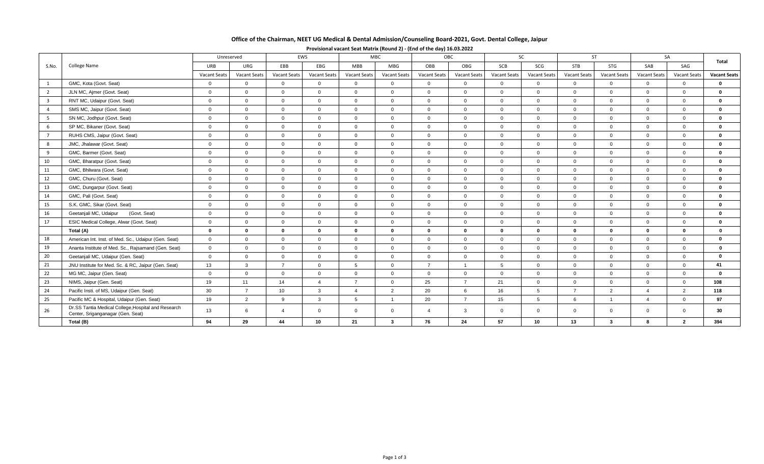# Office of the Chairman, NEET UG Medical & Dental Admission/Counseling Board-2021, Govt. Dental College, Jaipur

**Provisional vacant Seat Matrix (Round 2) - (End of the day) 16.03.2022**

| S.No. | College Name | Unreserved | | EWS | | MBC | | OBC | | SC | | ST | | SA | | Total |
|---|---|---|---|---|---|---|---|---|---|---|---|---|---|---|---|---|
| | | URB | URG | EBB | EBG | MBB | MBG | OBB | OBG | SCB | SCG | STB | STG | SAB | SAG | |
| | | Vacant Seats | Vacant Seats | Vacant Seats | Vacant Seats | Vacant Seats | Vacant Seats | Vacant Seats | Vacant Seats | Vacant Seats | Vacant Seats | Vacant Seats | Vacant Seats | Vacant Seats | Vacant Seats | Vacant Seats |
| 1 | GMC, Kota (Govt. Seat) | 0 | 0 | 0 | 0 | 0 | 0 | 0 | 0 | 0 | 0 | 0 | 0 | 0 | 0 | **0** |
| 2 | JLN MC, Ajmer (Govt. Seat) | 0 | 0 | 0 | 0 | 0 | 0 | 0 | 0 | 0 | 0 | 0 | 0 | 0 | 0 | **0** |
| 3 | RNT MC, Udaipur (Govt. Seat) | 0 | 0 | 0 | 0 | 0 | 0 | 0 | 0 | 0 | 0 | 0 | 0 | 0 | 0 | **0** |
| 4 | SMS MC, Jaipur (Govt. Seat) | 0 | 0 | 0 | 0 | 0 | 0 | 0 | 0 | 0 | 0 | 0 | 0 | 0 | 0 | **0** |
| 5 | SN MC, Jodhpur (Govt. Seat) | 0 | 0 | 0 | 0 | 0 | 0 | 0 | 0 | 0 | 0 | 0 | 0 | 0 | 0 | **0** |
| 6 | SP MC, Bikaner (Govt. Seat) | 0 | 0 | 0 | 0 | 0 | 0 | 0 | 0 | 0 | 0 | 0 | 0 | 0 | 0 | **0** |
| 7 | RUHS CMS, Jaipur (Govt. Seat) | 0 | 0 | 0 | 0 | 0 | 0 | 0 | 0 | 0 | 0 | 0 | 0 | 0 | 0 | **0** |
| 8 | JMC, Jhalawar (Govt. Seat) | 0 | 0 | 0 | 0 | 0 | 0 | 0 | 0 | 0 | 0 | 0 | 0 | 0 | 0 | **0** |
| 9 | GMC, Barmer (Govt. Seat) | 0 | 0 | 0 | 0 | 0 | 0 | 0 | 0 | 0 | 0 | 0 | 0 | 0 | 0 | **0** |
| 10 | GMC, Bharatpur (Govt. Seat) | 0 | 0 | 0 | 0 | 0 | 0 | 0 | 0 | 0 | 0 | 0 | 0 | 0 | 0 | **0** |
| 11 | GMC, Bhilwara (Govt. Seat) | 0 | 0 | 0 | 0 | 0 | 0 | 0 | 0 | 0 | 0 | 0 | 0 | 0 | 0 | **0** |
| 12 | GMC, Churu (Govt. Seat) | 0 | 0 | 0 | 0 | 0 | 0 | 0 | 0 | 0 | 0 | 0 | 0 | 0 | 0 | **0** |
| 13 | GMC, Dungarpur (Govt. Seat) | 0 | 0 | 0 | 0 | 0 | 0 | 0 | 0 | 0 | 0 | 0 | 0 | 0 | 0 | **0** |
| 14 | GMC, Pali (Govt. Seat) | 0 | 0 | 0 | 0 | 0 | 0 | 0 | 0 | 0 | 0 | 0 | 0 | 0 | 0 | **0** |
| 15 | S.K. GMC, Sikar (Govt. Seat) | 0 | 0 | 0 | 0 | 0 | 0 | 0 | 0 | 0 | 0 | 0 | 0 | 0 | 0 | **0** |
| 16 | Geetanjali MC, Udaipur (Govt. Seat) | 0 | 0 | 0 | 0 | 0 | 0 | 0 | 0 | 0 | 0 | 0 | 0 | 0 | 0 | **0** |
| 17 | ESIC Medical College, Alwar (Govt. Seat) | 0 | 0 | 0 | 0 | 0 | 0 | 0 | 0 | 0 | 0 | 0 | 0 | 0 | 0 | **0** |
| | **Total (A)** | **0** | **0** | **0** | **0** | **0** | **0** | **0** | **0** | **0** | **0** | **0** | **0** | **0** | **0** | **0** |
| 18 | American Int. Inst. of Med. Sc., Udaipur (Gen. Seat) | 0 | 0 | 0 | 0 | 0 | 0 | 0 | 0 | 0 | 0 | 0 | 0 | 0 | 0 | **0** |
| 19 | Ananta Institute of Med. Sc., Rajsamand (Gen. Seat) | 0 | 0 | 0 | 0 | 0 | 0 | 0 | 0 | 0 | 0 | 0 | 0 | 0 | 0 | **0** |
| 20 | Geetanjali MC, Udaipur (Gen. Seat) | 0 | 0 | 0 | 0 | 0 | 0 | 0 | 0 | 0 | 0 | 0 | 0 | 0 | 0 | **0** |
| 21 | JNU Institute for Med. Sc. & RC, Jaipur (Gen. Seat) | 13 | 3 | 7 | 0 | 5 | 0 | 7 | 1 | 5 | 0 | 0 | 0 | 0 | 0 | **41** |
| 22 | MG MC, Jaipur (Gen. Seat) | 0 | 0 | 0 | 0 | 0 | 0 | 0 | 0 | 0 | 0 | 0 | 0 | 0 | 0 | **0** |
| 23 | NIMS, Jaipur (Gen. Seat) | 19 | 11 | 14 | 4 | 7 | 0 | 25 | 7 | 21 | 0 | 0 | 0 | 0 | 0 | **108** |
| 24 | Pacific Insti. of MS, Udaipur (Gen. Seat) | 30 | 7 | 10 | 3 | 4 | 2 | 20 | 6 | 16 | 5 | 7 | 2 | 4 | 2 | **118** |
| 25 | Pacific MC & Hospital, Udaipur (Gen. Seat) | 19 | 2 | 9 | 3 | 5 | 1 | 20 | 7 | 15 | 5 | 6 | 1 | 4 | 0 | **97** |
| 26 | Dr.SS Tantia Medical College,Hospital and Research Center, Sriganganagar (Gen. Seat) | 13 | 6 | 4 | 0 | 0 | 0 | 4 | 3 | 0 | 0 | 0 | 0 | 0 | 0 | **30** |
| | **Total (B)** | **94** | **29** | **44** | **10** | **21** | **3** | **76** | **24** | **57** | **10** | **13** | **3** | **8** | **2** | **394** |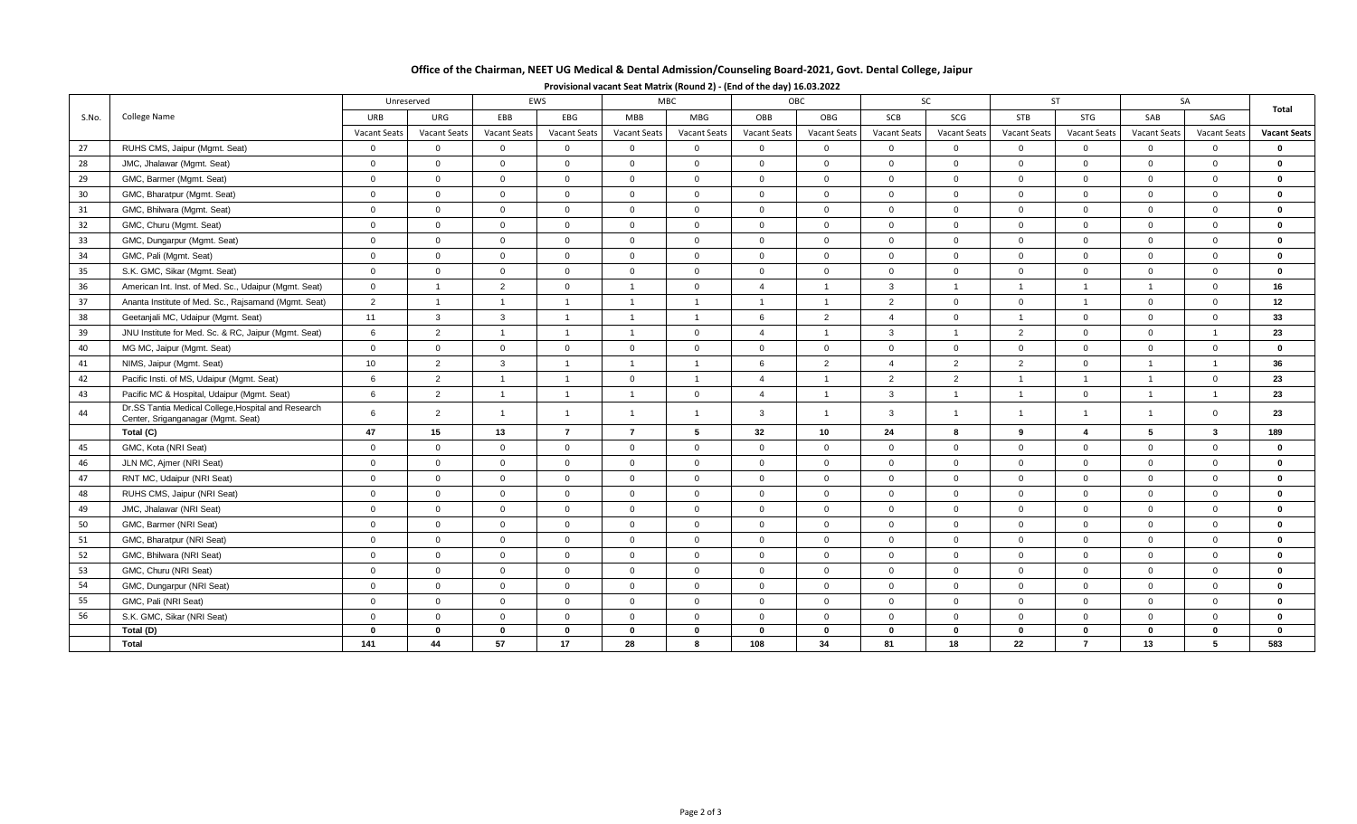**Office of the Chairman, NEET UG Medical & Dental Admission/Counseling Board-2021, Govt. Dental College, Jaipur**

**Provisional vacant Seat Matrix (Round 2) - (End of the day) 16.03.2022**

| S.No. | College Name | Unreserved | | EWS | | MBC | | OBC | | SC | | ST | | SA | | Total |
|---|---|---|---|---|---|---|---|---|---|---|---|---|---|---|---|---|
| | | URB | URG | EBB | EBG | MBB | MBG | OBB | OBG | SCB | SCG | STB | STG | SAB | SAG | |
| | | Vacant Seats | Vacant Seats | Vacant Seats | Vacant Seats | Vacant Seats | Vacant Seats | Vacant Seats | Vacant Seats | Vacant Seats | Vacant Seats | Vacant Seats | Vacant Seats | Vacant Seats | Vacant Seats | Vacant Seats |
| 27 | RUHS CMS, Jaipur (Mgmt. Seat) | 0 | 0 | 0 | 0 | 0 | 0 | 0 | 0 | 0 | 0 | 0 | 0 | 0 | 0 | **0** |
| 28 | JMC, Jhalawar (Mgmt. Seat) | 0 | 0 | 0 | 0 | 0 | 0 | 0 | 0 | 0 | 0 | 0 | 0 | 0 | 0 | **0** |
| 29 | GMC, Barmer (Mgmt. Seat) | 0 | 0 | 0 | 0 | 0 | 0 | 0 | 0 | 0 | 0 | 0 | 0 | 0 | 0 | **0** |
| 30 | GMC, Bharatpur (Mgmt. Seat) | 0 | 0 | 0 | 0 | 0 | 0 | 0 | 0 | 0 | 0 | 0 | 0 | 0 | 0 | **0** |
| 31 | GMC, Bhilwara (Mgmt. Seat) | 0 | 0 | 0 | 0 | 0 | 0 | 0 | 0 | 0 | 0 | 0 | 0 | 0 | 0 | **0** |
| 32 | GMC, Churu (Mgmt. Seat) | 0 | 0 | 0 | 0 | 0 | 0 | 0 | 0 | 0 | 0 | 0 | 0 | 0 | 0 | **0** |
| 33 | GMC, Dungarpur (Mgmt. Seat) | 0 | 0 | 0 | 0 | 0 | 0 | 0 | 0 | 0 | 0 | 0 | 0 | 0 | 0 | **0** |
| 34 | GMC, Pali (Mgmt. Seat) | 0 | 0 | 0 | 0 | 0 | 0 | 0 | 0 | 0 | 0 | 0 | 0 | 0 | 0 | **0** |
| 35 | S.K. GMC, Sikar (Mgmt. Seat) | 0 | 0 | 0 | 0 | 0 | 0 | 0 | 0 | 0 | 0 | 0 | 0 | 0 | 0 | **0** |
| 36 | American Int. Inst. of Med. Sc., Udaipur (Mgmt. Seat) | 0 | 1 | 2 | 0 | 1 | 0 | 4 | 1 | 3 | 1 | 1 | 1 | 1 | 0 | **16** |
| 37 | Ananta Institute of Med. Sc., Rajsamand (Mgmt. Seat) | 2 | 1 | 1 | 1 | 1 | 1 | 1 | 1 | 2 | 0 | 0 | 1 | 0 | 0 | **12** |
| 38 | Geetanjali MC, Udaipur (Mgmt. Seat) | 11 | 3 | 3 | 1 | 1 | 1 | 6 | 2 | 4 | 0 | 1 | 0 | 0 | 0 | **33** |
| 39 | JNU Institute for Med. Sc. & RC, Jaipur (Mgmt. Seat) | 6 | 2 | 1 | 1 | 1 | 0 | 4 | 1 | 3 | 1 | 2 | 0 | 0 | 1 | **23** |
| 40 | MG MC, Jaipur (Mgmt. Seat) | 0 | 0 | 0 | 0 | 0 | 0 | 0 | 0 | 0 | 0 | 0 | 0 | 0 | 0 | **0** |
| 41 | NIMS, Jaipur (Mgmt. Seat) | 10 | 2 | 3 | 1 | 1 | 1 | 6 | 2 | 4 | 2 | 2 | 0 | 1 | 1 | **36** |
| 42 | Pacific Insti. of MS, Udaipur (Mgmt. Seat) | 6 | 2 | 1 | 1 | 0 | 1 | 4 | 1 | 2 | 2 | 1 | 1 | 1 | 0 | **23** |
| 43 | Pacific MC & Hospital, Udaipur (Mgmt. Seat) | 6 | 2 | 1 | 1 | 1 | 0 | 4 | 1 | 3 | 1 | 1 | 0 | 1 | 1 | **23** |
| 44 | Dr.SS Tantia Medical College,Hospital and Research Center, Sriganganagar (Mgmt. Seat) | 6 | 2 | 1 | 1 | 1 | 1 | 3 | 1 | 3 | 1 | 1 | 1 | 1 | 0 | **23** |
| | **Total (C)** | **47** | **15** | **13** | **7** | **7** | **5** | **32** | **10** | **24** | **8** | **9** | **4** | **5** | **3** | **189** |
| 45 | GMC, Kota (NRI Seat) | 0 | 0 | 0 | 0 | 0 | 0 | 0 | 0 | 0 | 0 | 0 | 0 | 0 | 0 | **0** |
| 46 | JLN MC, Ajmer (NRI Seat) | 0 | 0 | 0 | 0 | 0 | 0 | 0 | 0 | 0 | 0 | 0 | 0 | 0 | 0 | **0** |
| 47 | RNT MC, Udaipur (NRI Seat) | 0 | 0 | 0 | 0 | 0 | 0 | 0 | 0 | 0 | 0 | 0 | 0 | 0 | 0 | **0** |
| 48 | RUHS CMS, Jaipur (NRI Seat) | 0 | 0 | 0 | 0 | 0 | 0 | 0 | 0 | 0 | 0 | 0 | 0 | 0 | 0 | **0** |
| 49 | JMC, Jhalawar (NRI Seat) | 0 | 0 | 0 | 0 | 0 | 0 | 0 | 0 | 0 | 0 | 0 | 0 | 0 | 0 | **0** |
| 50 | GMC, Barmer (NRI Seat) | 0 | 0 | 0 | 0 | 0 | 0 | 0 | 0 | 0 | 0 | 0 | 0 | 0 | 0 | **0** |
| 51 | GMC, Bharatpur (NRI Seat) | 0 | 0 | 0 | 0 | 0 | 0 | 0 | 0 | 0 | 0 | 0 | 0 | 0 | 0 | **0** |
| 52 | GMC, Bhilwara (NRI Seat) | 0 | 0 | 0 | 0 | 0 | 0 | 0 | 0 | 0 | 0 | 0 | 0 | 0 | 0 | **0** |
| 53 | GMC, Churu (NRI Seat) | 0 | 0 | 0 | 0 | 0 | 0 | 0 | 0 | 0 | 0 | 0 | 0 | 0 | 0 | **0** |
| 54 | GMC, Dungarpur (NRI Seat) | 0 | 0 | 0 | 0 | 0 | 0 | 0 | 0 | 0 | 0 | 0 | 0 | 0 | 0 | **0** |
| 55 | GMC, Pali (NRI Seat) | 0 | 0 | 0 | 0 | 0 | 0 | 0 | 0 | 0 | 0 | 0 | 0 | 0 | 0 | **0** |
| 56 | S.K. GMC, Sikar (NRI Seat) | 0 | 0 | 0 | 0 | 0 | 0 | 0 | 0 | 0 | 0 | 0 | 0 | 0 | 0 | **0** |
| | **Total (D)** | **0** | **0** | **0** | **0** | **0** | **0** | **0** | **0** | **0** | **0** | **0** | **0** | **0** | **0** | **0** |
| | **Total** | **141** | **44** | **57** | **17** | **28** | **8** | **108** | **34** | **81** | **18** | **22** | **7** | **13** | **5** | **583** |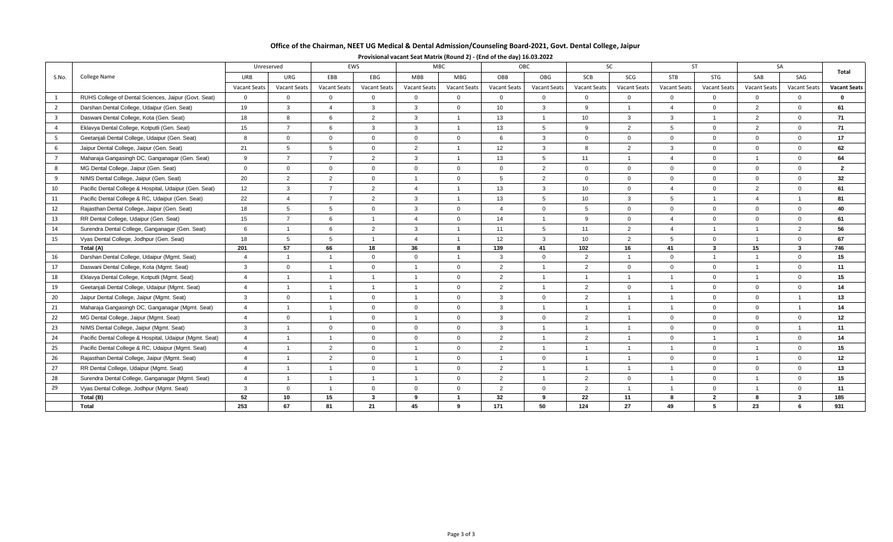**Office of the Chairman, NEET UG Medical & Dental Admission/Counseling Board-2021, Govt. Dental College, Jaipur**

**Provisional vacant Seat Matrix (Round 2) - (End of the day) 16.03.2022**

| S.No. | College Name | Unreserved | | EWS | | MBC | | OBC | | SC | | ST | | SA | | Total |
|---|---|---|---|---|---|---|---|---|---|---|---|---|---|---|---|---|
| | | URB | URG | EBB | EBG | MBB | MBG | OBB | OBG | SCB | SCG | STB | STG | SAB | SAG | |
| | | Vacant Seats | Vacant Seats | Vacant Seats | Vacant Seats | Vacant Seats | Vacant Seats | Vacant Seats | Vacant Seats | Vacant Seats | Vacant Seats | Vacant Seats | Vacant Seats | Vacant Seats | Vacant Seats | **Vacant Seats** |
| 1 | RUHS College of Dental Sciences, Jaipur (Govt. Seat) | 0 | 0 | 0 | 0 | 0 | 0 | 0 | 0 | 0 | 0 | 0 | 0 | 0 | 0 | **0** |
| 2 | Darshan Dental College, Udaipur (Gen. Seat) | 19 | 3 | 4 | 3 | 3 | 0 | 10 | 3 | 9 | 1 | 4 | 0 | 2 | 0 | **61** |
| 3 | Daswani Dental College, Kota (Gen. Seat) | 18 | 8 | 6 | 2 | 3 | 1 | 13 | 1 | 10 | 3 | 3 | 1 | 2 | 0 | **71** |
| 4 | Eklavya Dental College, Kotputli (Gen. Seat) | 15 | 7 | 6 | 3 | 3 | 1 | 13 | 5 | 9 | 2 | 5 | 0 | 2 | 0 | **71** |
| 5 | Geetanjali Dental College, Udaipur (Gen. Seat) | 8 | 0 | 0 | 0 | 0 | 0 | 6 | 3 | 0 | 0 | 0 | 0 | 0 | 0 | **17** |
| 6 | Jaipur Dental College, Jaipur (Gen. Seat) | 21 | 5 | 5 | 0 | 2 | 1 | 12 | 3 | 8 | 2 | 3 | 0 | 0 | 0 | **62** |
| 7 | Maharaja Gangasingh DC, Ganganagar (Gen. Seat) | 9 | 7 | 7 | 2 | 3 | 1 | 13 | 5 | 11 | 1 | 4 | 0 | 1 | 0 | **64** |
| 8 | MG Dental College, Jaipur (Gen. Seat) | 0 | 0 | 0 | 0 | 0 | 0 | 0 | 2 | 0 | 0 | 0 | 0 | 0 | 0 | **2** |
| 9 | NIMS Dental College, Jaipur (Gen. Seat) | 20 | 2 | 2 | 0 | 1 | 0 | 5 | 2 | 0 | 0 | 0 | 0 | 0 | 0 | **32** |
| 10 | Pacific Dental College & Hospital, Udaipur (Gen. Seat) | 12 | 3 | 7 | 2 | 4 | 1 | 13 | 3 | 10 | 0 | 4 | 0 | 2 | 0 | **61** |
| 11 | Pacific Dental College & RC, Udaipur (Gen. Seat) | 22 | 4 | 7 | 2 | 3 | 1 | 13 | 5 | 10 | 3 | 5 | 1 | 4 | 1 | **81** |
| 12 | Rajasthan Dental College, Jaipur (Gen. Seat) | 18 | 5 | 5 | 0 | 3 | 0 | 4 | 0 | 5 | 0 | 0 | 0 | 0 | 0 | **40** |
| 13 | RR Dental College, Udaipur (Gen. Seat) | 15 | 7 | 6 | 1 | 4 | 0 | 14 | 1 | 9 | 0 | 4 | 0 | 0 | 0 | **61** |
| 14 | Surendra Dental College, Ganganagar (Gen. Seat) | 6 | 1 | 6 | 2 | 3 | 1 | 11 | 5 | 11 | 2 | 4 | 1 | 1 | 2 | **56** |
| 15 | Vyas Dental College, Jodhpur (Gen. Seat) | 18 | 5 | 5 | 1 | 4 | 1 | 12 | 3 | 10 | 2 | 5 | 0 | 1 | 0 | **67** |
| | **Total (A)** | **201** | **57** | **66** | **18** | **36** | **8** | **139** | **41** | **102** | **16** | **41** | **3** | **15** | **3** | **746** |
| 16 | Darshan Dental College, Udaipur (Mgmt. Seat) | 4 | 1 | 1 | 0 | 0 | 1 | 3 | 0 | 2 | 1 | 0 | 1 | 1 | 0 | **15** |
| 17 | Daswani Dental College, Kota (Mgmt. Seat) | 3 | 0 | 1 | 0 | 1 | 0 | 2 | 1 | 2 | 0 | 0 | 0 | 1 | 0 | **11** |
| 18 | Eklavya Dental College, Kotputli (Mgmt. Seat) | 4 | 1 | 1 | 1 | 1 | 0 | 2 | 1 | 1 | 1 | 1 | 0 | 1 | 0 | **15** |
| 19 | Geetanjali Dental College, Udaipur (Mgmt. Seat) | 4 | 1 | 1 | 1 | 1 | 0 | 2 | 1 | 2 | 0 | 1 | 0 | 0 | 0 | **14** |
| 20 | Jaipur Dental College, Jaipur (Mgmt. Seat) | 3 | 0 | 1 | 0 | 1 | 0 | 3 | 0 | 2 | 1 | 1 | 0 | 0 | 1 | **13** |
| 21 | Maharaja Gangasingh DC, Ganganagar (Mgmt. Seat) | 4 | 1 | 1 | 0 | 0 | 0 | 3 | 1 | 1 | 1 | 1 | 0 | 0 | 1 | **14** |
| 22 | MG Dental College, Jaipur (Mgmt. Seat) | 4 | 0 | 1 | 0 | 1 | 0 | 3 | 0 | 2 | 1 | 0 | 0 | 0 | 0 | **12** |
| 23 | NIMS Dental College, Jaipur (Mgmt. Seat) | 3 | 1 | 0 | 0 | 0 | 0 | 3 | 1 | 1 | 1 | 0 | 0 | 0 | 1 | **11** |
| 24 | Pacific Dental College & Hospital, Udaipur (Mgmt. Seat) | 4 | 1 | 1 | 0 | 0 | 0 | 2 | 1 | 2 | 1 | 0 | 1 | 1 | 0 | **14** |
| 25 | Pacific Dental College & RC, Udaipur (Mgmt. Seat) | 4 | 1 | 2 | 0 | 1 | 0 | 2 | 1 | 1 | 1 | 1 | 0 | 1 | 0 | **15** |
| 26 | Rajasthan Dental College, Jaipur (Mgmt. Seat) | 4 | 1 | 2 | 0 | 1 | 0 | 1 | 0 | 1 | 1 | 0 | 0 | 1 | 0 | **12** |
| 27 | RR Dental College, Udaipur (Mgmt. Seat) | 4 | 1 | 1 | 0 | 1 | 0 | 2 | 1 | 1 | 1 | 1 | 0 | 0 | 0 | **13** |
| 28 | Surendra Dental College, Ganganagar (Mgmt. Seat) | 4 | 1 | 1 | 1 | 1 | 0 | 2 | 1 | 2 | 0 | 1 | 0 | 1 | 0 | **15** |
| 29 | Vyas Dental College, Jodhpur (Mgmt. Seat) | 3 | 0 | 1 | 0 | 0 | 0 | 2 | 0 | 2 | 1 | 1 | 0 | 1 | 0 | **11** |
| | **Total (B)** | **52** | **10** | **15** | **3** | **9** | **1** | **32** | **9** | **22** | **11** | **8** | **2** | **8** | **3** | **185** |
| | **Total** | **253** | **67** | **81** | **21** | **45** | **9** | **171** | **50** | **124** | **27** | **49** | **5** | **23** | **6** | **931** |